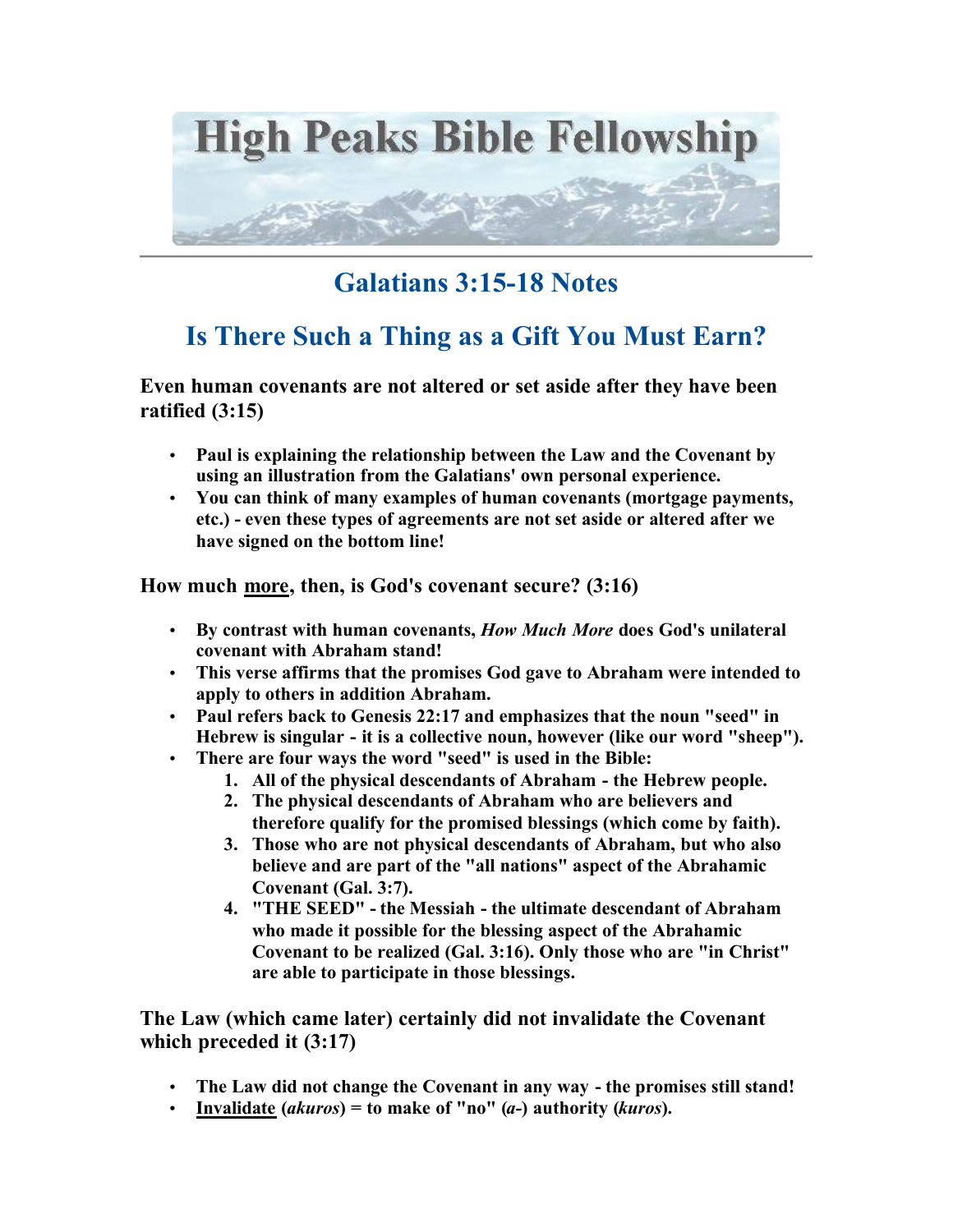# High Peaks Bible Fellowship

## Galatians 3:15-18 Notes

## Is There Such a Thing as a Gift You Must Earn?

**Even human covenants are not altered or set aside after they have been ratified (3:15)**

- **Paul is explaining the relationship between the Law and the Covenant by using an illustration from the Galatians' own personal experience.**
- **You can think of many examples of human covenants (mortgage payments, etc.) - even these types of agreements are not set aside or altered after we have signed on the bottom line!**

**How much <u>more</u>, then, is God's covenant secure? (3:16)**

- **By contrast with human covenants, *How Much More* does God's unilateral covenant with Abraham stand!**
- **This verse affirms that the promises God gave to Abraham were intended to apply to others in addition Abraham.**
- **Paul refers back to Genesis 22:17 and emphasizes that the noun "seed" in Hebrew is singular - it is a collective noun, however (like our word "sheep").**
- **There are four ways the word "seed" is used in the Bible:**
  1. **All of the physical descendants of Abraham - the Hebrew people.**
  2. **The physical descendants of Abraham who are believers and therefore qualify for the promised blessings (which come by faith).**
  3. **Those who are not physical descendants of Abraham, but who also believe and are part of the "all nations" aspect of the Abrahamic Covenant (Gal. 3:7).**
  4. **"THE SEED" - the Messiah - the ultimate descendant of Abraham who made it possible for the blessing aspect of the Abrahamic Covenant to be realized (Gal. 3:16). Only those who are "in Christ" are able to participate in those blessings.**

**The Law (which came later) certainly did not invalidate the Covenant which preceded it (3:17)**

- **The Law did not change the Covenant in any way - the promises still stand!**
- **<u>Invalidate</u> (*akuros*) = to make of "no" (*a-*) authority (*kuros*).**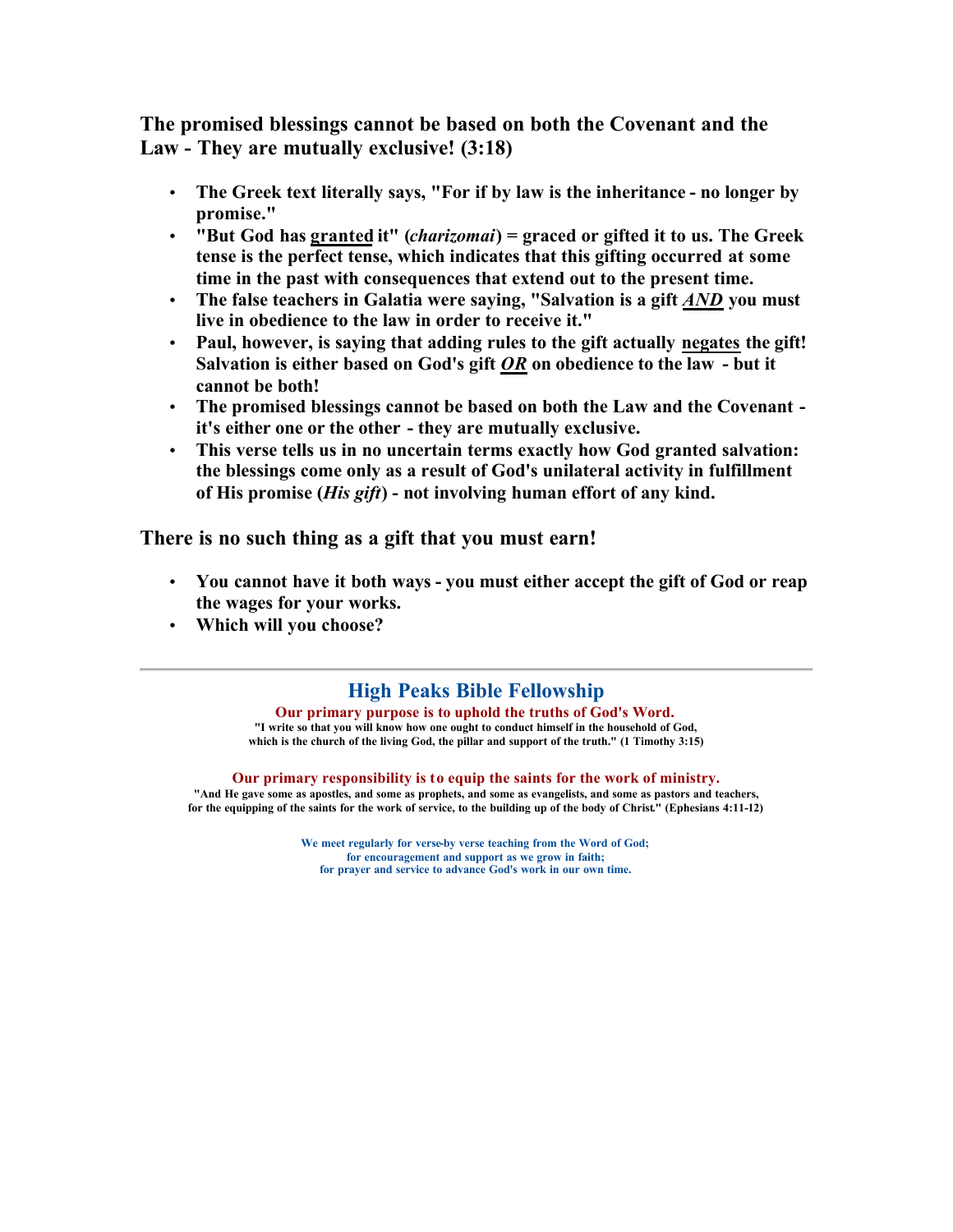## The promised blessings cannot be based on both the Covenant and the Law - They are mutually exclusive! (3:18)

- **The Greek text literally says, "For if by law is the inheritance - no longer by promise."**
- **"But God has granted it" (*charizomai*) = graced or gifted it to us. The Greek tense is the perfect tense, which indicates that this gifting occurred at some time in the past with consequences that extend out to the present time.**
- **The false teachers in Galatia were saying, "Salvation is a gift *AND* you must live in obedience to the law in order to receive it."**
- **Paul, however, is saying that adding rules to the gift actually negates the gift! Salvation is either based on God's gift *OR* on obedience to the law - but it cannot be both!**
- **The promised blessings cannot be based on both the Law and the Covenant - it's either one or the other - they are mutually exclusive.**
- **This verse tells us in no uncertain terms exactly how God granted salvation: the blessings come only as a result of God's unilateral activity in fulfillment of His promise (*His gift*) - not involving human effort of any kind.**

## There is no such thing as a gift that you must earn!

- **You cannot have it both ways - you must either accept the gift of God or reap the wages for your works.**
- **Which will you choose?**

---

### High Peaks Bible Fellowship

**Our primary purpose is to uphold the truths of God's Word.**
**"I write so that you will know how one ought to conduct himself in the household of God, which is the church of the living God, the pillar and support of the truth." (1 Timothy 3:15)**

**Our primary responsibility is to equip the saints for the work of ministry.**
**"And He gave some as apostles, and some as prophets, and some as evangelists, and some as pastors and teachers, for the equipping of the saints for the work of service, to the building up of the body of Christ." (Ephesians 4:11-12)**

**We meet regularly for verse-by verse teaching from the Word of God;**
**for encouragement and support as we grow in faith;**
**for prayer and service to advance God's work in our own time.**